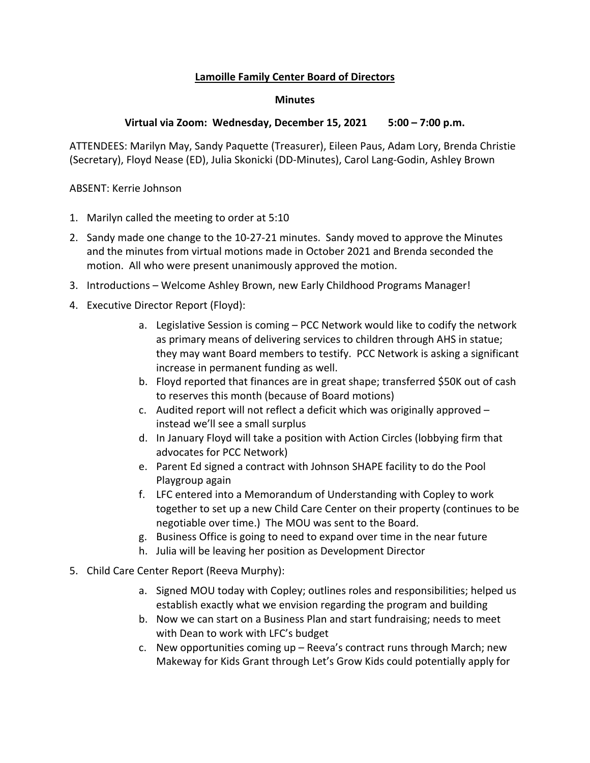**Lamoille Family Center Board of Directors**

**Minutes**

**Virtual via Zoom: Wednesday, December 15, 2021 5:00 – 7:00 p.m.**

ATTENDEES: Marilyn May, Sandy Paquette (Treasurer), Eileen Paus, Adam Lory, Brenda Christie (Secretary), Floyd Nease (ED), Julia Skonicki (DD-Minutes), Carol Lang-Godin, Ashley Brown

ABSENT: Kerrie Johnson

1. Marilyn called the meeting to order at 5:10
2. Sandy made one change to the 10-27-21 minutes. Sandy moved to approve the Minutes and the minutes from virtual motions made in October 2021 and Brenda seconded the motion. All who were present unanimously approved the motion.
3. Introductions – Welcome Ashley Brown, new Early Childhood Programs Manager!
4. Executive Director Report (Floyd):
   a. Legislative Session is coming – PCC Network would like to codify the network as primary means of delivering services to children through AHS in statue; they may want Board members to testify. PCC Network is asking a significant increase in permanent funding as well.
   b. Floyd reported that finances are in great shape; transferred $50K out of cash to reserves this month (because of Board motions)
   c. Audited report will not reflect a deficit which was originally approved – instead we'll see a small surplus
   d. In January Floyd will take a position with Action Circles (lobbying firm that advocates for PCC Network)
   e. Parent Ed signed a contract with Johnson SHAPE facility to do the Pool Playgroup again
   f. LFC entered into a Memorandum of Understanding with Copley to work together to set up a new Child Care Center on their property (continues to be negotiable over time.) The MOU was sent to the Board.
   g. Business Office is going to need to expand over time in the near future
   h. Julia will be leaving her position as Development Director
5. Child Care Center Report (Reeva Murphy):
   a. Signed MOU today with Copley; outlines roles and responsibilities; helped us establish exactly what we envision regarding the program and building
   b. Now we can start on a Business Plan and start fundraising; needs to meet with Dean to work with LFC's budget
   c. New opportunities coming up – Reeva's contract runs through March; new Makeway for Kids Grant through Let's Grow Kids could potentially apply for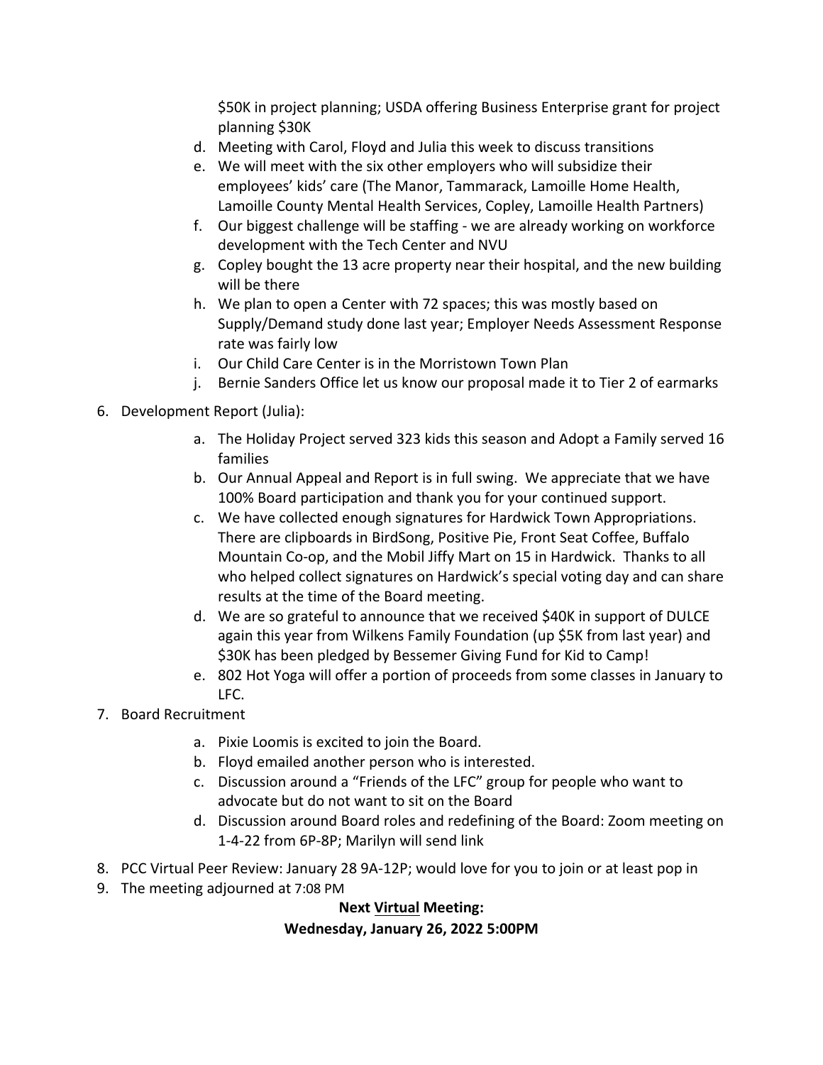$50K in project planning; USDA offering Business Enterprise grant for project planning $30K

   d. Meeting with Carol, Floyd and Julia this week to discuss transitions
   e. We will meet with the six other employers who will subsidize their employees' kids' care (The Manor, Tammarack, Lamoille Home Health, Lamoille County Mental Health Services, Copley, Lamoille Health Partners)
   f. Our biggest challenge will be staffing - we are already working on workforce development with the Tech Center and NVU
   g. Copley bought the 13 acre property near their hospital, and the new building will be there
   h. We plan to open a Center with 72 spaces; this was mostly based on Supply/Demand study done last year; Employer Needs Assessment Response rate was fairly low
   i. Our Child Care Center is in the Morristown Town Plan
   j. Bernie Sanders Office let us know our proposal made it to Tier 2 of earmarks

6. Development Report (Julia):
   a. The Holiday Project served 323 kids this season and Adopt a Family served 16 families
   b. Our Annual Appeal and Report is in full swing. We appreciate that we have 100% Board participation and thank you for your continued support.
   c. We have collected enough signatures for Hardwick Town Appropriations. There are clipboards in BirdSong, Positive Pie, Front Seat Coffee, Buffalo Mountain Co-op, and the Mobil Jiffy Mart on 15 in Hardwick. Thanks to all who helped collect signatures on Hardwick's special voting day and can share results at the time of the Board meeting.
   d. We are so grateful to announce that we received $40K in support of DULCE again this year from Wilkens Family Foundation (up $5K from last year) and $30K has been pledged by Bessemer Giving Fund for Kid to Camp!
   e. 802 Hot Yoga will offer a portion of proceeds from some classes in January to LFC.
7. Board Recruitment
   a. Pixie Loomis is excited to join the Board.
   b. Floyd emailed another person who is interested.
   c. Discussion around a "Friends of the LFC" group for people who want to advocate but do not want to sit on the Board
   d. Discussion around Board roles and redefining of the Board: Zoom meeting on 1-4-22 from 6P-8P; Marilyn will send link
8. PCC Virtual Peer Review: January 28 9A-12P; would love for you to join or at least pop in
9. The meeting adjourned at 7:08 PM

**Next Virtual Meeting:**
**Wednesday, January 26, 2022 5:00PM**